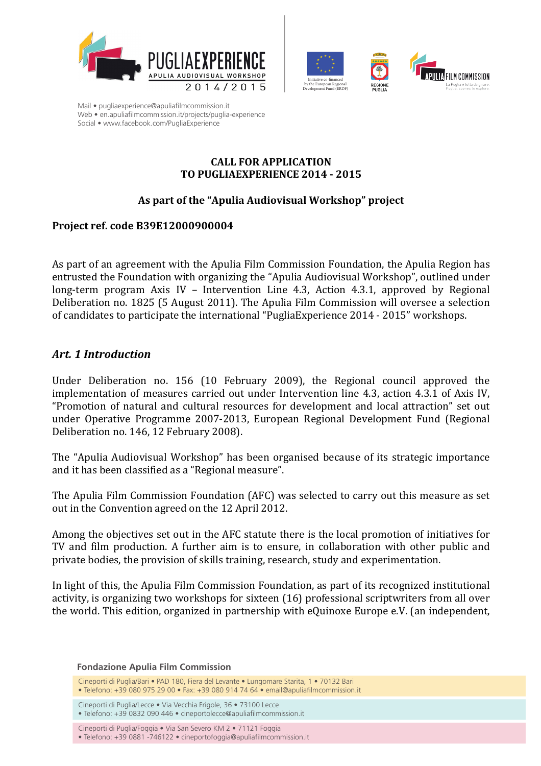Mail • pugliaexperience@apuliafilmcommission.it
Web • en.apuliafilmcommission.it/projects/puglia-experience
Social • www.facebook.com/PugliaExperience

**CALL FOR APPLICATION**
**TO PUGLIAEXPERIENCE 2014 - 2015**

**As part of the "Apulia Audiovisual Workshop" project**

**Project ref. code B39E12000900004**

As part of an agreement with the Apulia Film Commission Foundation, the Apulia Region has entrusted the Foundation with organizing the "Apulia Audiovisual Workshop", outlined under long-term program Axis IV – Intervention Line 4.3, Action 4.3.1, approved by Regional Deliberation no. 1825 (5 August 2011). The Apulia Film Commission will oversee a selection of candidates to participate the international "PugliaExperience 2014 - 2015" workshops.

## *Art. 1 Introduction*

Under Deliberation no. 156 (10 February 2009), the Regional council approved the implementation of measures carried out under Intervention line 4.3, action 4.3.1 of Axis IV, "Promotion of natural and cultural resources for development and local attraction" set out under Operative Programme 2007-2013, European Regional Development Fund (Regional Deliberation no. 146, 12 February 2008).

The "Apulia Audiovisual Workshop" has been organised because of its strategic importance and it has been classified as a "Regional measure".

The Apulia Film Commission Foundation (AFC) was selected to carry out this measure as set out in the Convention agreed on the 12 April 2012.

Among the objectives set out in the AFC statute there is the local promotion of initiatives for TV and film production. A further aim is to ensure, in collaboration with other public and private bodies, the provision of skills training, research, study and experimentation.

In light of this, the Apulia Film Commission Foundation, as part of its recognized institutional activity, is organizing two workshops for sixteen (16) professional scriptwriters from all over the world. This edition, organized in partnership with eQuinoxe Europe e.V. (an independent,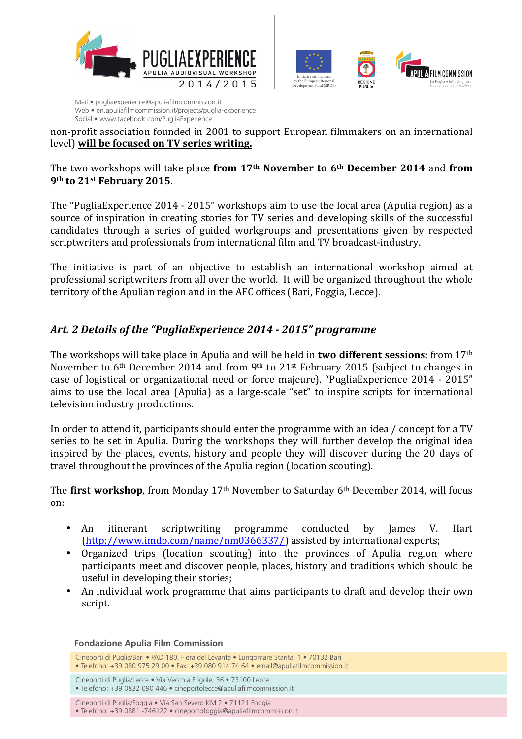non-profit association founded in 2001 to support European filmmakers on an international level) **will be focused on TV series writing.**

The two workshops will take place **from 17th November to 6th December 2014** and **from 9th to 21st February 2015**.

The "PugliaExperience 2014 - 2015" workshops aim to use the local area (Apulia region) as a source of inspiration in creating stories for TV series and developing skills of the successful candidates through a series of guided workgroups and presentations given by respected scriptwriters and professionals from international film and TV broadcast-industry.

The initiative is part of an objective to establish an international workshop aimed at professional scriptwriters from all over the world. It will be organized throughout the whole territory of the Apulian region and in the AFC offices (Bari, Foggia, Lecce).

## *Art. 2 Details of the "PugliaExperience 2014 - 2015" programme*

The workshops will take place in Apulia and will be held in **two different sessions**: from 17th November to 6th December 2014 and from 9th to 21st February 2015 (subject to changes in case of logistical or organizational need or force majeure). "PugliaExperience 2014 - 2015" aims to use the local area (Apulia) as a large-scale "set" to inspire scripts for international television industry productions.

In order to attend it, participants should enter the programme with an idea / concept for a TV series to be set in Apulia. During the workshops they will further develop the original idea inspired by the places, events, history and people they will discover during the 20 days of travel throughout the provinces of the Apulia region (location scouting).

The **first workshop**, from Monday 17th November to Saturday 6th December 2014, will focus on:

- An itinerant scriptwriting programme conducted by James V. Hart (http://www.imdb.com/name/nm0366337/) assisted by international experts;
- Organized trips (location scouting) into the provinces of Apulia region where participants meet and discover people, places, history and traditions which should be useful in developing their stories;
- An individual work programme that aims participants to draft and develop their own script.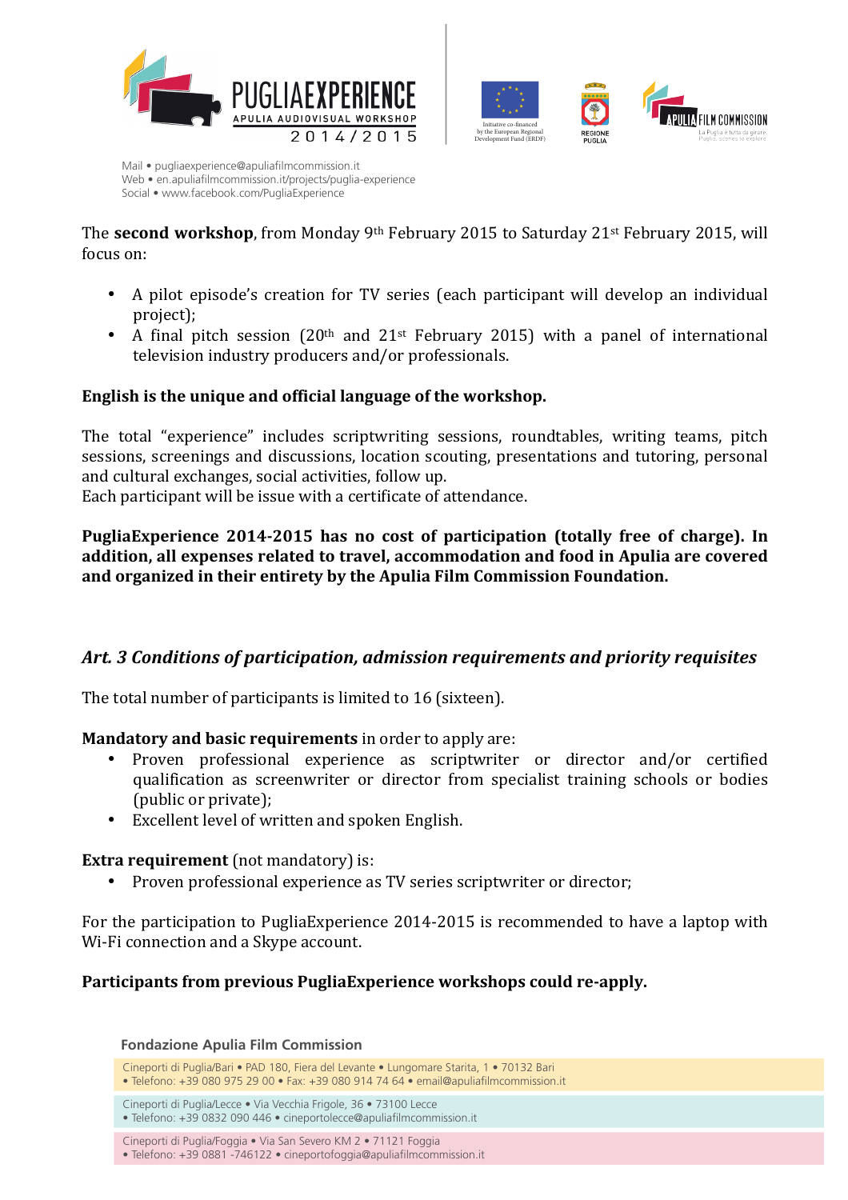The **second workshop**, from Monday 9th February 2015 to Saturday 21st February 2015, will focus on:

- A pilot episode's creation for TV series (each participant will develop an individual project);
- A final pitch session (20th and 21st February 2015) with a panel of international television industry producers and/or professionals.

**English is the unique and official language of the workshop.**

The total "experience" includes scriptwriting sessions, roundtables, writing teams, pitch sessions, screenings and discussions, location scouting, presentations and tutoring, personal and cultural exchanges, social activities, follow up.
Each participant will be issue with a certificate of attendance.

**PugliaExperience 2014-2015 has no cost of participation (totally free of charge). In addition, all expenses related to travel, accommodation and food in Apulia are covered and organized in their entirety by the Apulia Film Commission Foundation.**

### *Art. 3 Conditions of participation, admission requirements and priority requisites*

The total number of participants is limited to 16 (sixteen).

**Mandatory and basic requirements** in order to apply are:

- Proven professional experience as scriptwriter or director and/or certified qualification as screenwriter or director from specialist training schools or bodies (public or private);
- Excellent level of written and spoken English.

**Extra requirement** (not mandatory) is:

- Proven professional experience as TV series scriptwriter or director;

For the participation to PugliaExperience 2014-2015 is recommended to have a laptop with Wi-Fi connection and a Skype account.

**Participants from previous PugliaExperience workshops could re-apply.**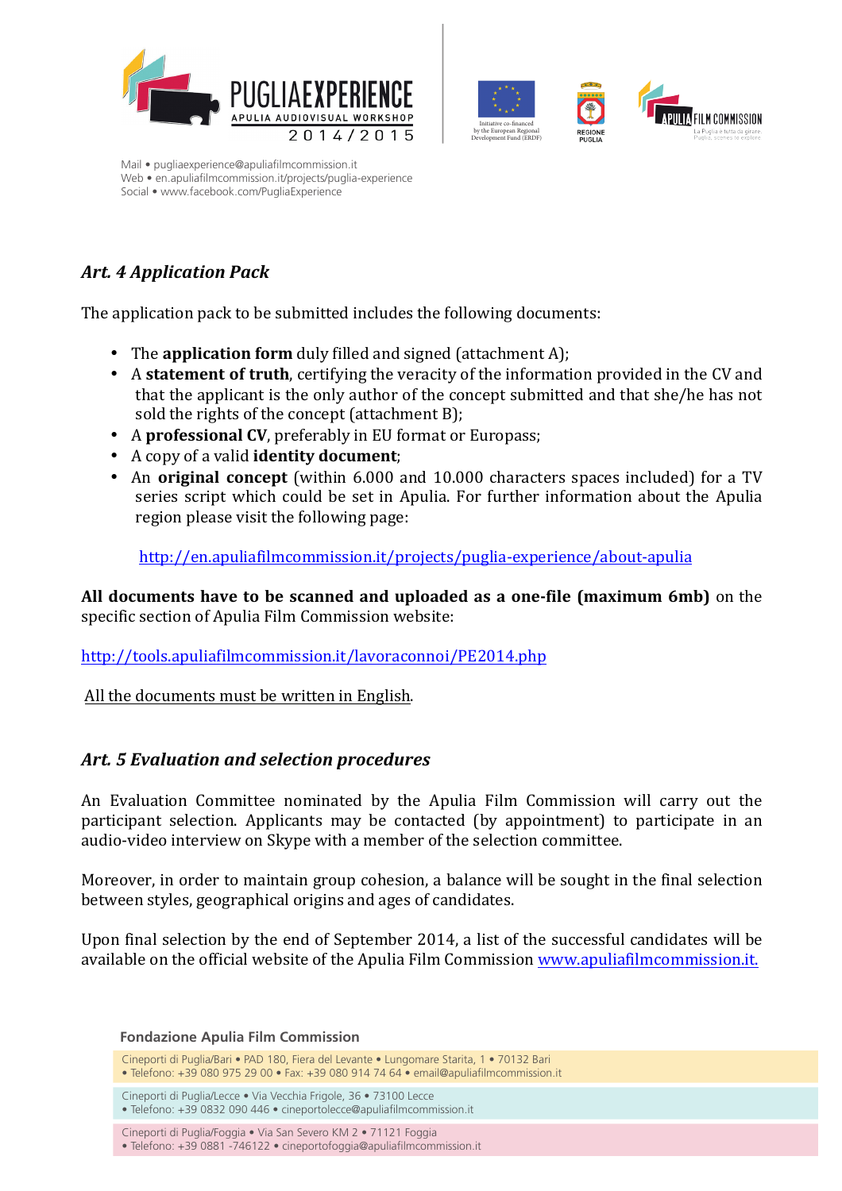## *Art. 4 Application Pack*

The application pack to be submitted includes the following documents:

- The **application form** duly filled and signed (attachment A);
- A **statement of truth**, certifying the veracity of the information provided in the CV and that the applicant is the only author of the concept submitted and that she/he has not sold the rights of the concept (attachment B);
- A **professional CV**, preferably in EU format or Europass;
- A copy of a valid **identity document**;
- An **original concept** (within 6.000 and 10.000 characters spaces included) for a TV series script which could be set in Apulia. For further information about the Apulia region please visit the following page:

  http://en.apuliafilmcommission.it/projects/puglia-experience/about-apulia

**All documents have to be scanned and uploaded as a one-file (maximum 6mb)** on the specific section of Apulia Film Commission website:

http://tools.apuliafilmcommission.it/lavoraconnoi/PE2014.php

All the documents must be written in English.

## *Art. 5 Evaluation and selection procedures*

An Evaluation Committee nominated by the Apulia Film Commission will carry out the participant selection. Applicants may be contacted (by appointment) to participate in an audio-video interview on Skype with a member of the selection committee.

Moreover, in order to maintain group cohesion, a balance will be sought in the final selection between styles, geographical origins and ages of candidates.

Upon final selection by the end of September 2014, a list of the successful candidates will be available on the official website of the Apulia Film Commission www.apuliafilmcommission.it.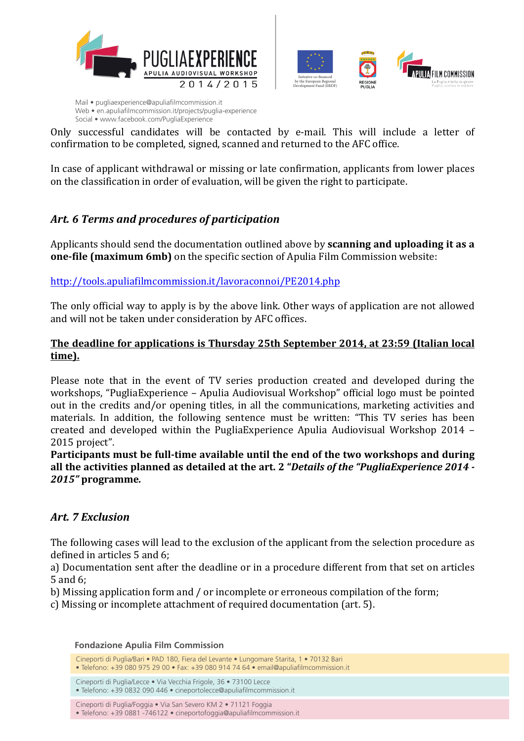Only successful candidates will be contacted by e-mail. This will include a letter of confirmation to be completed, signed, scanned and returned to the AFC office.

In case of applicant withdrawal or missing or late confirmation, applicants from lower places on the classification in order of evaluation, will be given the right to participate.

### *Art. 6 Terms and procedures of participation*

Applicants should send the documentation outlined above by **scanning and uploading it as a one-file (maximum 6mb)** on the specific section of Apulia Film Commission website:

http://tools.apuliafilmcommission.it/lavoraconnoi/PE2014.php

The only official way to apply is by the above link. Other ways of application are not allowed and will not be taken under consideration by AFC offices.

**<u>The deadline for applications is Thursday 25th September 2014, at 23:59 (Italian local time).</u>**

Please note that in the event of TV series production created and developed during the workshops, "PugliaExperience – Apulia Audiovisual Workshop" official logo must be pointed out in the credits and/or opening titles, in all the communications, marketing activities and materials. In addition, the following sentence must be written: "This TV series has been created and developed within the PugliaExperience Apulia Audiovisual Workshop 2014 – 2015 project".
**Participants must be full-time available until the end of the two workshops and during all the activities planned as detailed at the art. 2 "*Details of the "PugliaExperience 2014 - 2015"* programme.**

### *Art. 7 Exclusion*

The following cases will lead to the exclusion of the applicant from the selection procedure as defined in articles 5 and 6;
a) Documentation sent after the deadline or in a procedure different from that set on articles 5 and 6;
b) Missing application form and / or incomplete or erroneous compilation of the form;
c) Missing or incomplete attachment of required documentation (art. 5).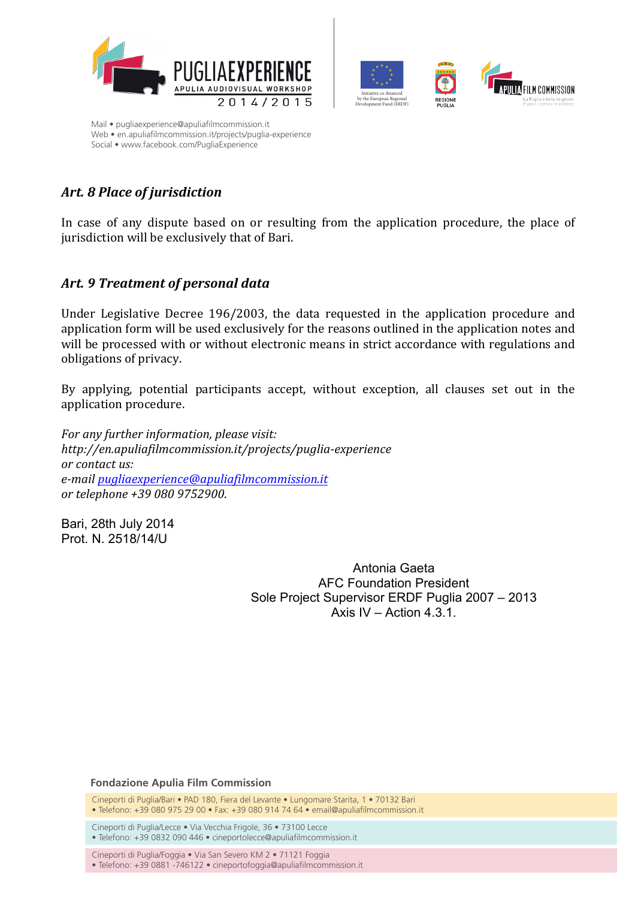## *Art. 8 Place of jurisdiction*

In case of any dispute based on or resulting from the application procedure, the place of jurisdiction will be exclusively that of Bari.

## *Art. 9 Treatment of personal data*

Under Legislative Decree 196/2003, the data requested in the application procedure and application form will be used exclusively for the reasons outlined in the application notes and will be processed with or without electronic means in strict accordance with regulations and obligations of privacy.

By applying, potential participants accept, without exception, all clauses set out in the application procedure.

*For any further information, please visit:*
*http://en.apuliafilmcommission.it/projects/puglia-experience*
*or contact us:*
*e-mail [pugliaexperience@apuliafilmcommission.it](mailto:pugliaexperience@apuliafilmcommission.it)*
*or telephone +39 080 9752900.*

Bari, 28th July 2014
Prot. N. 2518/14/U

Antonia Gaeta
AFC Foundation President
Sole Project Supervisor ERDF Puglia 2007 – 2013
Axis IV – Action 4.3.1.